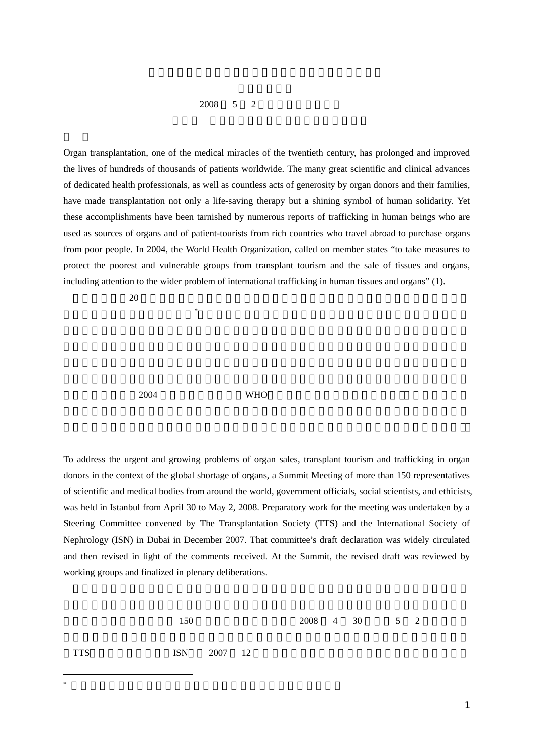Organ transplantation, one of the medical miracles of the twentieth century, has prolonged and improved the lives of hundreds of thousands of patients worldwide. The many great scientific and clinical advances of dedicated health professionals, as well as countless acts of generosity by organ donors and their families, have made transplantation not only a life-saving therapy but a shining symbol of human solidarity. Yet these accomplishments have been tarnished by numerous reports of trafficking in human beings who are used as sources of organs and of patient-tourists from rich countries who travel abroad to purchase organs from poor people. In 2004, the World Health Organization, called on member states "to take measures to protect the poorest and vulnerable groups from transplant tourism and the sale of tissues and organs, including attention to the wider problem of international trafficking in human tissues and organs" (1).

To address the urgent and growing problems of organ sales, transplant tourism and trafficking in organ donors in the context of the global shortage of organs, a Summit Meeting of more than 150 representatives of scientific and medical bodies from around the world, government officials, social scientists, and ethicists, was held in Istanbul from April 30 to May 2, 2008. Preparatory work for the meeting was undertaken by a Steering Committee convened by The Transplantation Society (TTS) and the International Society of Nephrology (ISN) in Dubai in December 2007. That committee's draft declaration was widely circulated and then revised in light of the comments received. At the Summit, the revised draft was reviewed by working groups and finalized in plenary deliberations.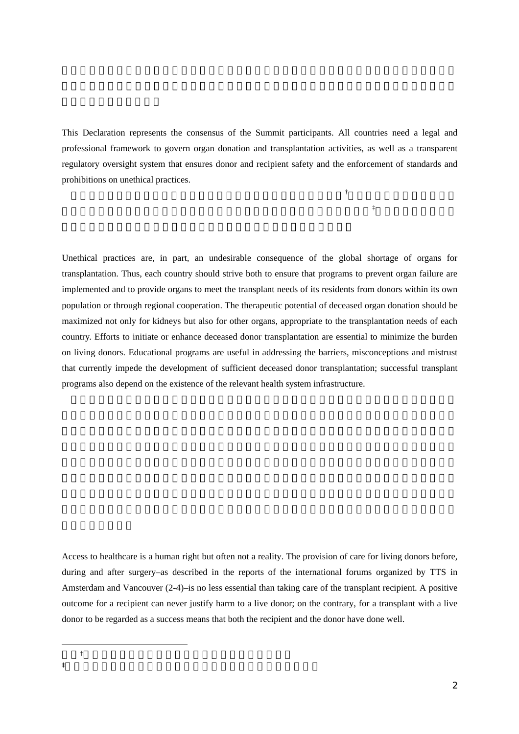This Declaration represents the consensus of the Summit participants. All countries need a legal and professional framework to govern organ donation and transplantation activities, as well as a transparent regulatory oversight system that ensures donor and recipient safety and the enforcement of standards and prohibitions on unethical practices.

Unethical practices are, in part, an undesirable consequence of the global shortage of organs for transplantation. Thus, each country should strive both to ensure that programs to prevent organ failure are implemented and to provide organs to meet the transplant needs of its residents from donors within its own population or through regional cooperation. The therapeutic potential of deceased organ donation should be maximized not only for kidneys but also for other organs, appropriate to the transplantation needs of each country. Efforts to initiate or enhance deceased donor transplantation are essential to minimize the burden on living donors. Educational programs are useful in addressing the barriers, misconceptions and mistrust that currently impede the development of sufficient deceased donor transplantation; successful transplant programs also depend on the existence of the relevant health system infrastructure.

Access to healthcare is a human right but often not a reality. The provision of care for living donors before, during and after surgery–as described in the reports of the international forums organized by TTS in Amsterdam and Vancouver (2-4)–is no less essential than taking care of the transplant recipient. A positive outcome for a recipient can never justify harm to a live donor; on the contrary, for a transplant with a live donor to be regarded as a success means that both the recipient and the donor have done well.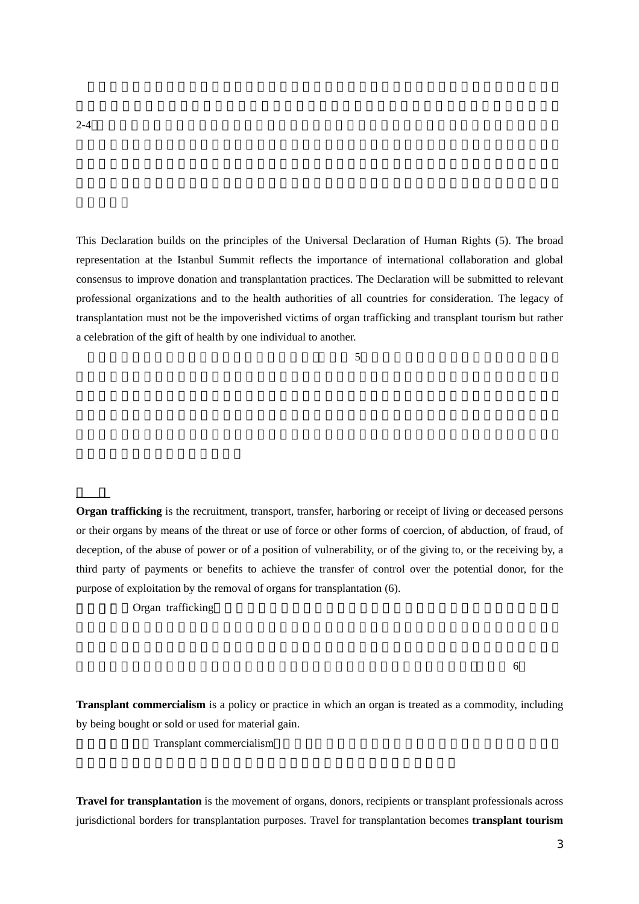2-4

This Declaration builds on the principles of the Universal Declaration of Human Rights (5). The broad representation at the Istanbul Summit reflects the importance of international collaboration and global consensus to improve donation and transplantation practices. The Declaration will be submitted to relevant professional organizations and to the health authorities of all countries for consideration. The legacy of transplantation must not be the impoverished victims of organ trafficking and transplant tourism but rather a celebration of the gift of health by one individual to another.

5

**Organ trafficking** is the recruitment, transport, transfer, harboring or receipt of living or deceased persons or their organs by means of the threat or use of force or other forms of coercion, of abduction, of fraud, of deception, of the abuse of power or of a position of vulnerability, or of the giving to, or the receiving by, a third party of payments or benefits to achieve the transfer of control over the potential donor, for the purpose of exploitation by the removal of organs for transplantation (6).

Organ trafficking

6

**Transplant commercialism** is a policy or practice in which an organ is treated as a commodity, including by being bought or sold or used for material gain.

Transplant commercialism

**Travel for transplantation** is the movement of organs, donors, recipients or transplant professionals across jurisdictional borders for transplantation purposes. Travel for transplantation becomes **transplant tourism**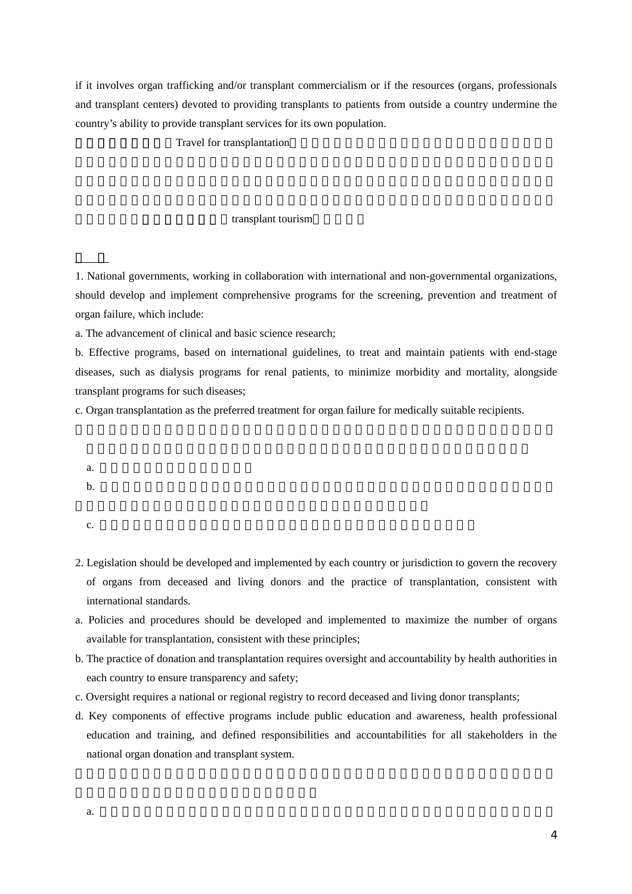if it involves organ trafficking and/or transplant commercialism or if the resources (organs, professionals and transplant centers) devoted to providing transplants to patients from outside a country undermine the country's ability to provide transplant services for its own population.

Travel for transplantation

transplant tourism

1. National governments, working in collaboration with international and non-governmental organizations, should develop and implement comprehensive programs for the screening, prevention and treatment of organ failure, which include:

a. The advancement of clinical and basic science research;

b. Effective programs, based on international guidelines, to treat and maintain patients with end-stage diseases, such as dialysis programs for renal patients, to minimize morbidity and mortality, alongside transplant programs for such diseases;

c. Organ transplantation as the preferred treatment for organ failure for medically suitable recipients.

2. Legislation should be developed and implemented by each country or jurisdiction to govern the recovery of organs from deceased and living donors and the practice of transplantation, consistent with international standards.

a. Policies and procedures should be developed and implemented to maximize the number of organs available for transplantation, consistent with these principles;

b. The practice of donation and transplantation requires oversight and accountability by health authorities in each country to ensure transparency and safety;

c. Oversight requires a national or regional registry to record deceased and living donor transplants;

d. Key components of effective programs include public education and awareness, health professional education and training, and defined responsibilities and accountabilities for all stakeholders in the national organ donation and transplant system.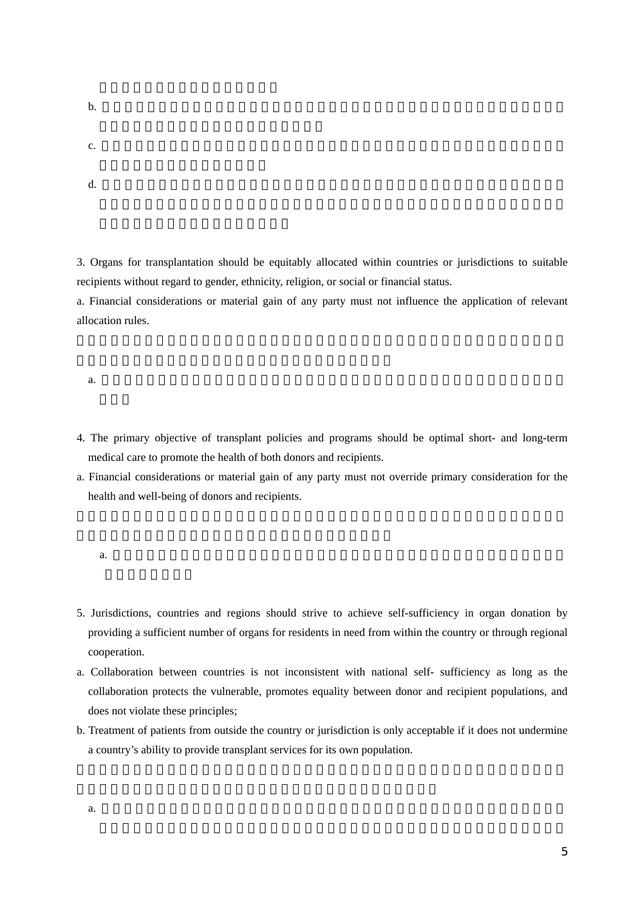3. Organs for transplantation should be equitably allocated within countries or jurisdictions to suitable recipients without regard to gender, ethnicity, religion, or social or financial status.

a. Financial considerations or material gain of any party must not influence the application of relevant allocation rules.

4. The primary objective of transplant policies and programs should be optimal short- and long-term medical care to promote the health of both donors and recipients.

a. Financial considerations or material gain of any party must not override primary consideration for the health and well-being of donors and recipients.

5. Jurisdictions, countries and regions should strive to achieve self-sufficiency in organ donation by providing a sufficient number of organs for residents in need from within the country or through regional cooperation.

a. Collaboration between countries is not inconsistent with national self- sufficiency as long as the collaboration protects the vulnerable, promotes equality between donor and recipient populations, and does not violate these principles;

b. Treatment of patients from outside the country or jurisdiction is only acceptable if it does not undermine a country's ability to provide transplant services for its own population.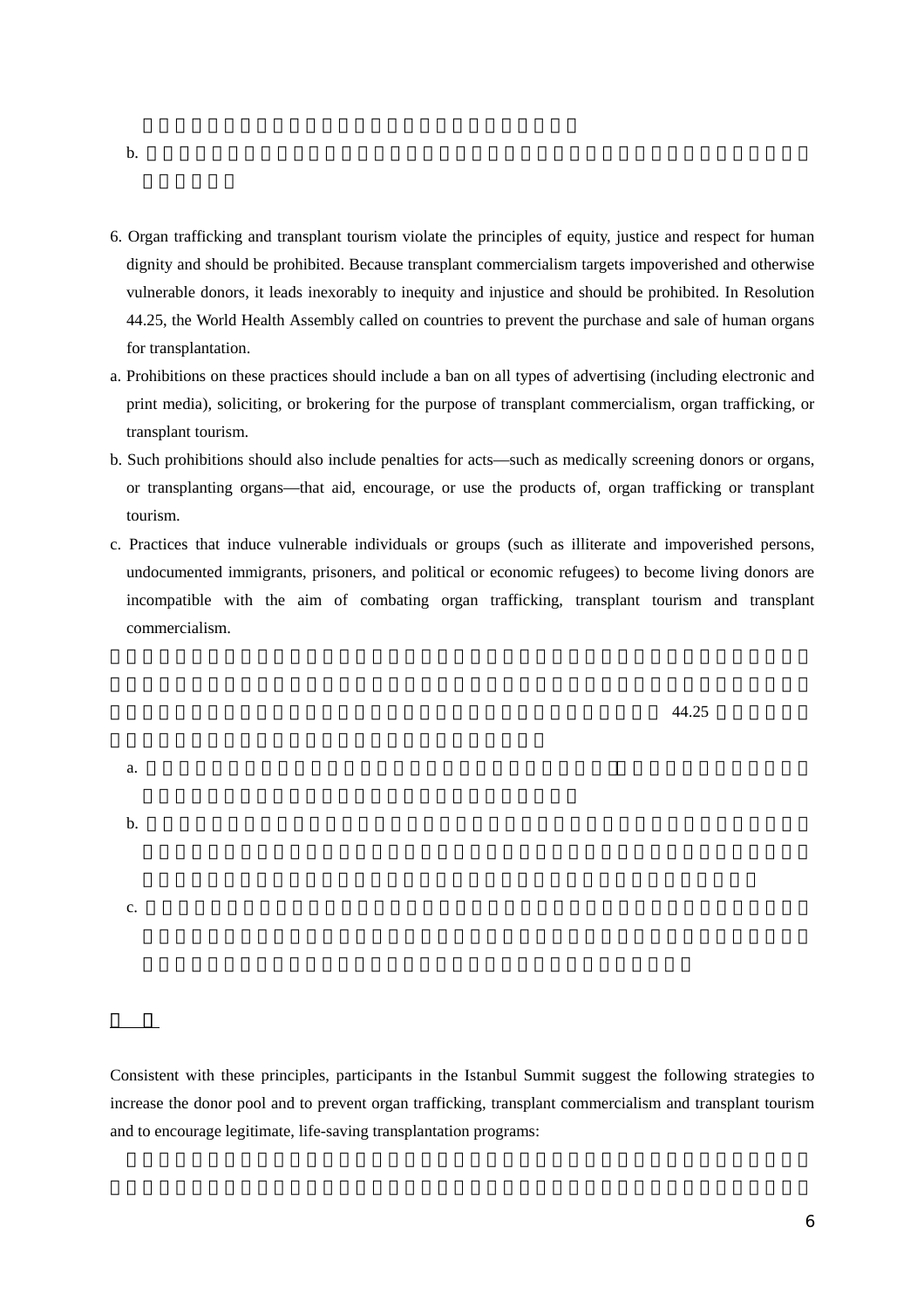6. Organ trafficking and transplant tourism violate the principles of equity, justice and respect for human dignity and should be prohibited. Because transplant commercialism targets impoverished and otherwise vulnerable donors, it leads inexorably to inequity and injustice and should be prohibited. In Resolution 44.25, the World Health Assembly called on countries to prevent the purchase and sale of human organs for transplantation.

a. Prohibitions on these practices should include a ban on all types of advertising (including electronic and print media), soliciting, or brokering for the purpose of transplant commercialism, organ trafficking, or transplant tourism.

b. Such prohibitions should also include penalties for acts—such as medically screening donors or organs, or transplanting organs—that aid, encourage, or use the products of, organ trafficking or transplant tourism.

c. Practices that induce vulnerable individuals or groups (such as illiterate and impoverished persons, undocumented immigrants, prisoners, and political or economic refugees) to become living donors are incompatible with the aim of combating organ trafficking, transplant tourism and transplant commercialism.

Consistent with these principles, participants in the Istanbul Summit suggest the following strategies to increase the donor pool and to prevent organ trafficking, transplant commercialism and transplant tourism and to encourage legitimate, life-saving transplantation programs: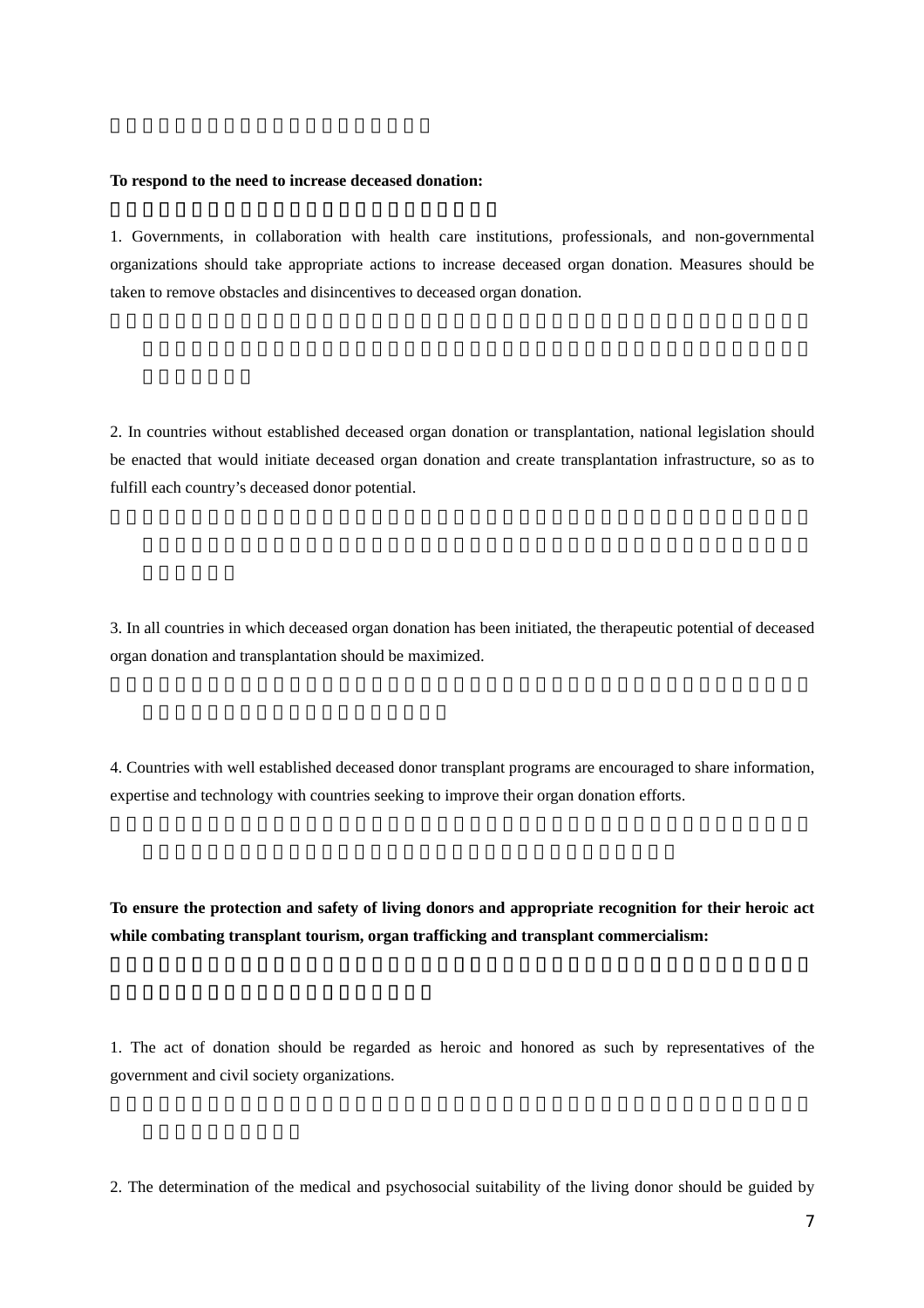**To respond to the need to increase deceased donation:**

1. Governments, in collaboration with health care institutions, professionals, and non-governmental organizations should take appropriate actions to increase deceased organ donation. Measures should be taken to remove obstacles and disincentives to deceased organ donation.

2. In countries without established deceased organ donation or transplantation, national legislation should be enacted that would initiate deceased organ donation and create transplantation infrastructure, so as to fulfill each country's deceased donor potential.

3. In all countries in which deceased organ donation has been initiated, the therapeutic potential of deceased organ donation and transplantation should be maximized.

4. Countries with well established deceased donor transplant programs are encouraged to share information, expertise and technology with countries seeking to improve their organ donation efforts.

**To ensure the protection and safety of living donors and appropriate recognition for their heroic act while combating transplant tourism, organ trafficking and transplant commercialism:**

1. The act of donation should be regarded as heroic and honored as such by representatives of the government and civil society organizations.

2. The determination of the medical and psychosocial suitability of the living donor should be guided by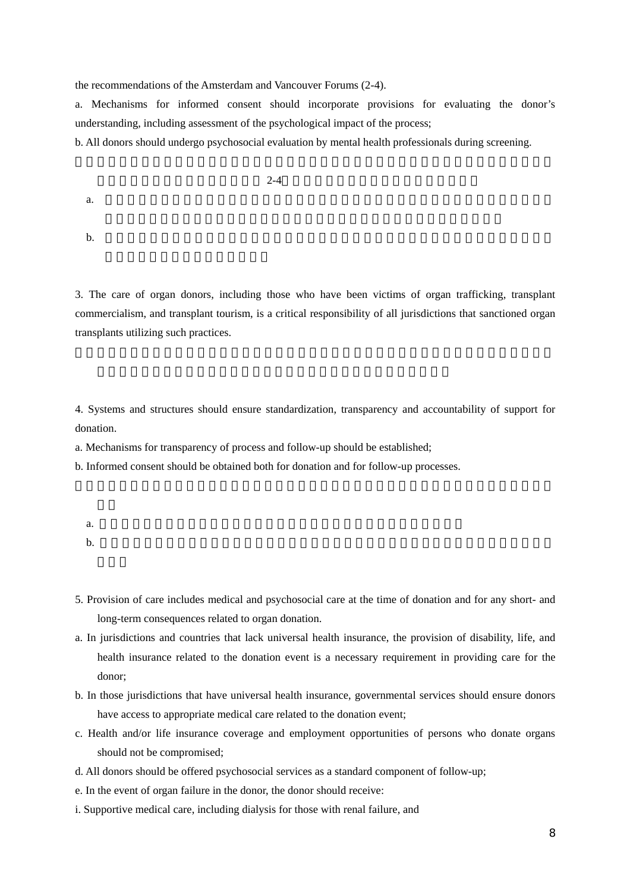the recommendations of the Amsterdam and Vancouver Forums (2-4).

a. Mechanisms for informed consent should incorporate provisions for evaluating the donor's understanding, including assessment of the psychological impact of the process;

b. All donors should undergo psychosocial evaluation by mental health professionals during screening.

3. The care of organ donors, including those who have been victims of organ trafficking, transplant commercialism, and transplant tourism, is a critical responsibility of all jurisdictions that sanctioned organ transplants utilizing such practices.

4. Systems and structures should ensure standardization, transparency and accountability of support for donation.

a. Mechanisms for transparency of process and follow-up should be established;

b. Informed consent should be obtained both for donation and for follow-up processes.

5. Provision of care includes medical and psychosocial care at the time of donation and for any short- and long-term consequences related to organ donation.

a. In jurisdictions and countries that lack universal health insurance, the provision of disability, life, and health insurance related to the donation event is a necessary requirement in providing care for the donor;

b. In those jurisdictions that have universal health insurance, governmental services should ensure donors have access to appropriate medical care related to the donation event;

c. Health and/or life insurance coverage and employment opportunities of persons who donate organs should not be compromised;

d. All donors should be offered psychosocial services as a standard component of follow-up;

e. In the event of organ failure in the donor, the donor should receive:

i. Supportive medical care, including dialysis for those with renal failure, and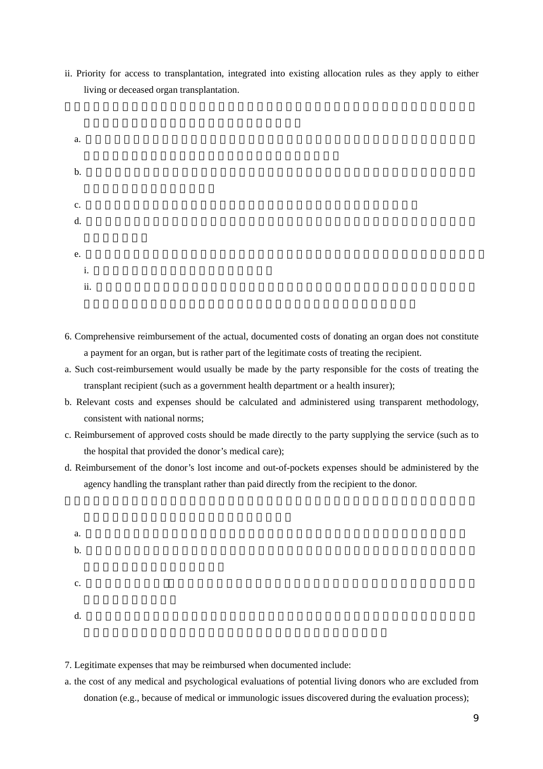ii. Priority for access to transplantation, integrated into existing allocation rules as they apply to either living or deceased organ transplantation.

6. Comprehensive reimbursement of the actual, documented costs of donating an organ does not constitute a payment for an organ, but is rather part of the legitimate costs of treating the recipient.

a. Such cost-reimbursement would usually be made by the party responsible for the costs of treating the transplant recipient (such as a government health department or a health insurer);

b. Relevant costs and expenses should be calculated and administered using transparent methodology, consistent with national norms;

c. Reimbursement of approved costs should be made directly to the party supplying the service (such as to the hospital that provided the donor's medical care);

d. Reimbursement of the donor's lost income and out-of-pockets expenses should be administered by the agency handling the transplant rather than paid directly from the recipient to the donor.

7. Legitimate expenses that may be reimbursed when documented include:

a. the cost of any medical and psychological evaluations of potential living donors who are excluded from donation (e.g., because of medical or immunologic issues discovered during the evaluation process);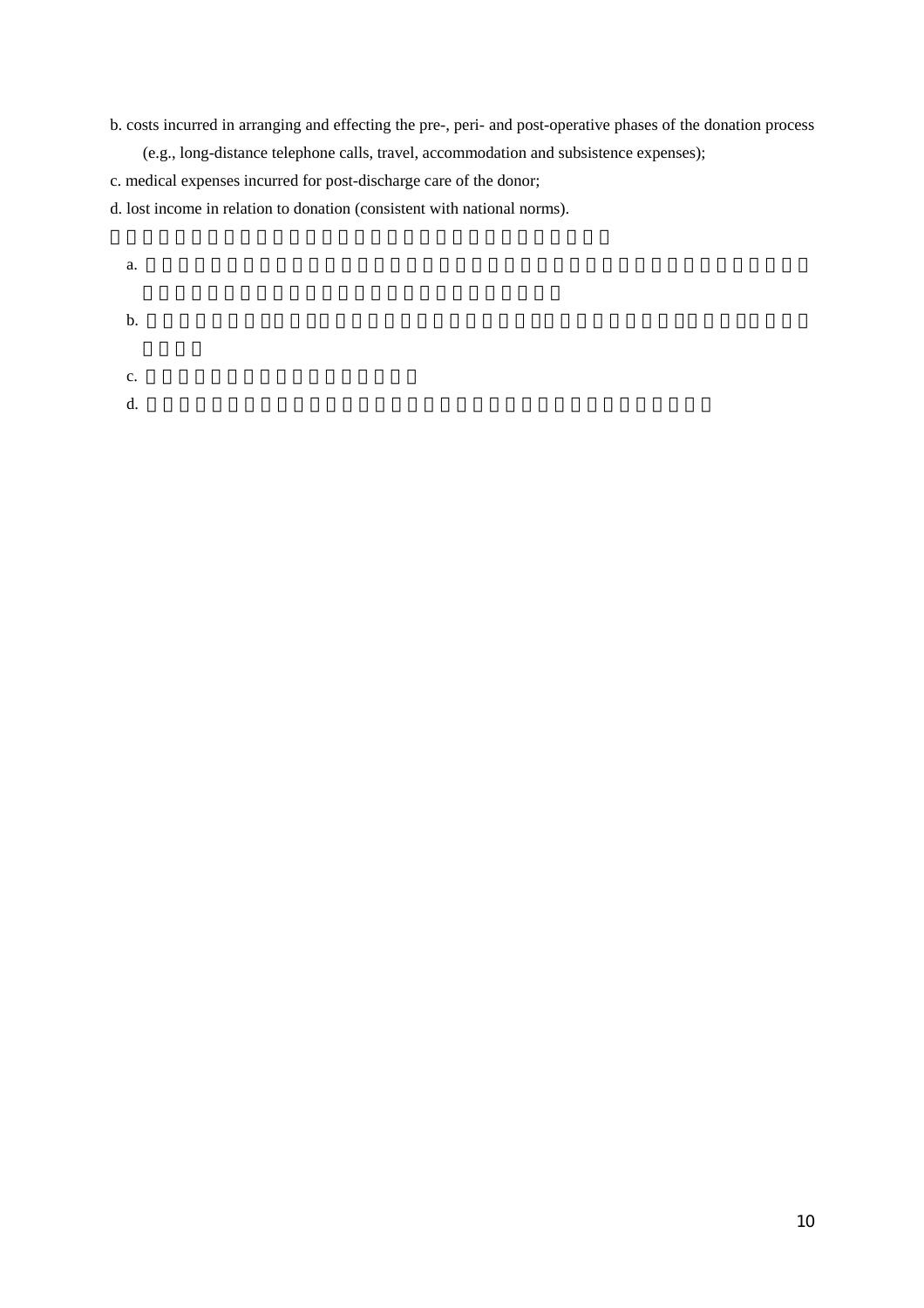b. costs incurred in arranging and effecting the pre-, peri- and post-operative phases of the donation process (e.g., long-distance telephone calls, travel, accommodation and subsistence expenses);

c. medical expenses incurred for post-discharge care of the donor;

d. lost income in relation to donation (consistent with national norms).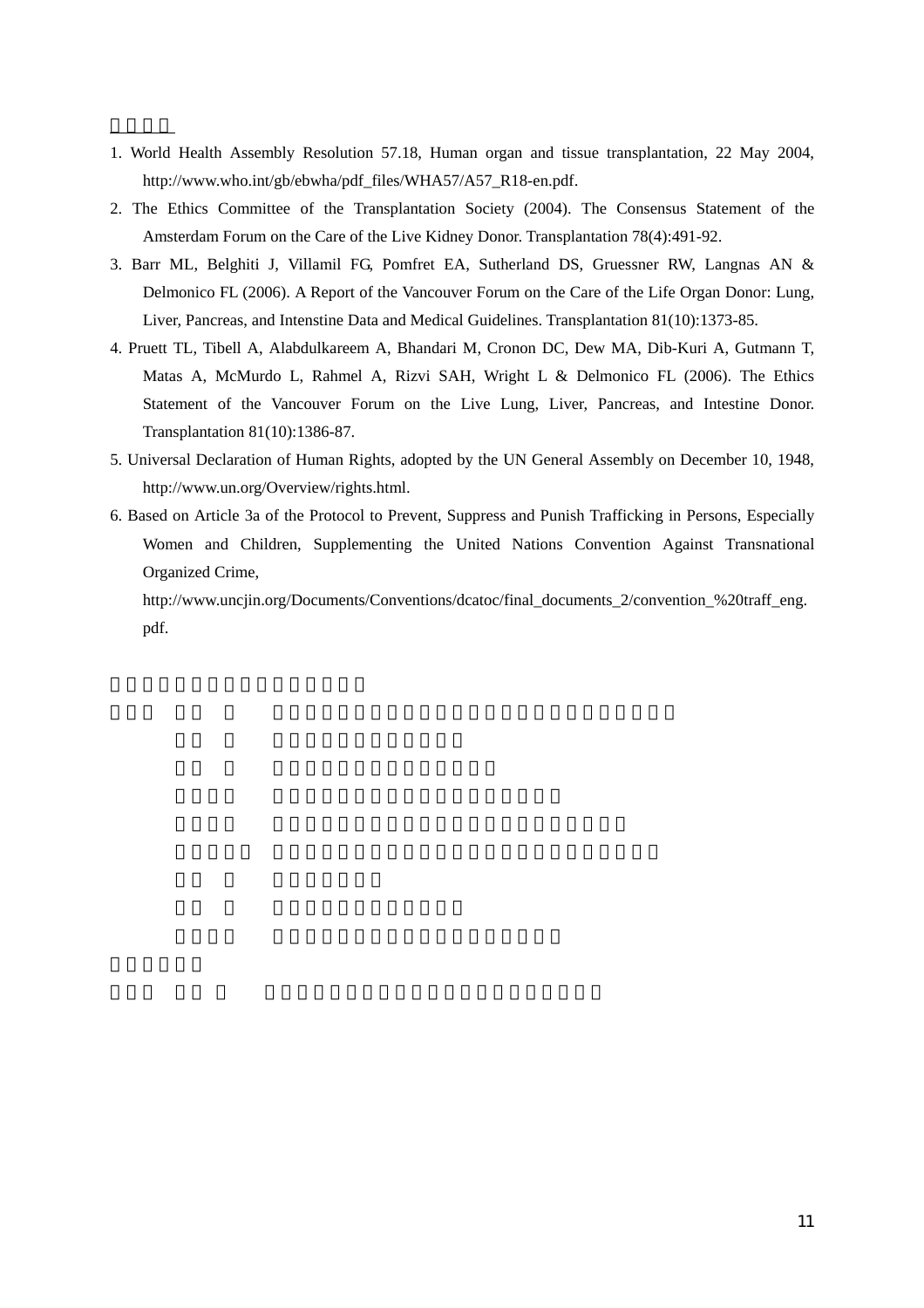1. World Health Assembly Resolution 57.18, Human organ and tissue transplantation, 22 May 2004, http://www.who.int/gb/ebwha/pdf_files/WHA57/A57_R18-en.pdf.
2. The Ethics Committee of the Transplantation Society (2004). The Consensus Statement of the Amsterdam Forum on the Care of the Live Kidney Donor. Transplantation 78(4):491-92.
3. Barr ML, Belghiti J, Villamil FG, Pomfret EA, Sutherland DS, Gruessner RW, Langnas AN & Delmonico FL (2006). A Report of the Vancouver Forum on the Care of the Life Organ Donor: Lung, Liver, Pancreas, and Intenstine Data and Medical Guidelines. Transplantation 81(10):1373-85.
4. Pruett TL, Tibell A, Alabdulkareem A, Bhandari M, Cronon DC, Dew MA, Dib-Kuri A, Gutmann T, Matas A, McMurdo L, Rahmel A, Rizvi SAH, Wright L & Delmonico FL (2006). The Ethics Statement of the Vancouver Forum on the Live Lung, Liver, Pancreas, and Intestine Donor. Transplantation 81(10):1386-87.
5. Universal Declaration of Human Rights, adopted by the UN General Assembly on December 10, 1948, http://www.un.org/Overview/rights.html.
6. Based on Article 3a of the Protocol to Prevent, Suppress and Punish Trafficking in Persons, Especially Women and Children, Supplementing the United Nations Convention Against Transnational Organized Crime, http://www.uncjin.org/Documents/Conventions/dcatoc/final_documents_2/convention_%20traff_eng.pdf.